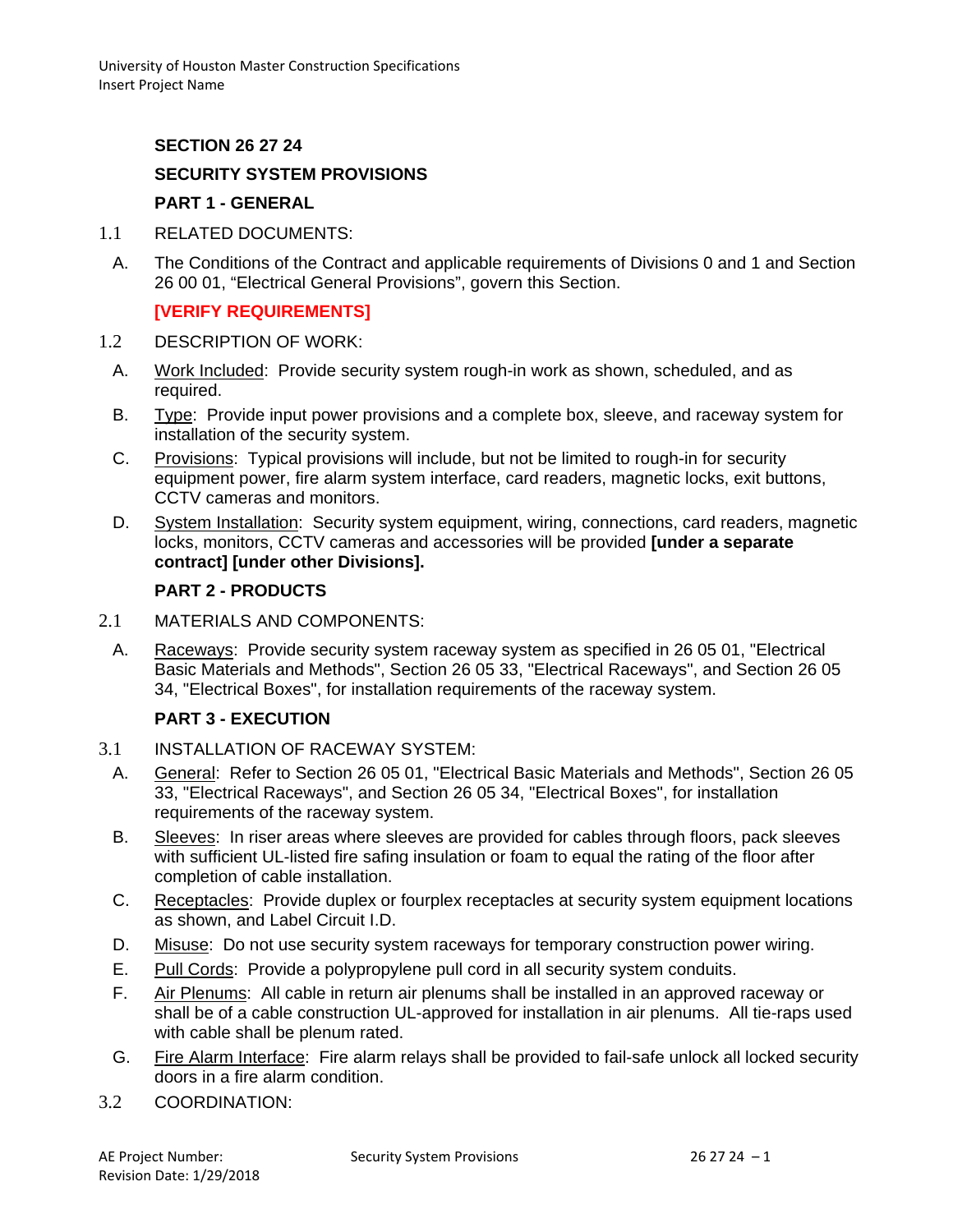## SECTION 26 27 24

## SECURITY SYSTEM PROVISIONS

### PART 1 - GENERAL

1.1 RELATED DOCUMENTS:

A. The Conditions of the Contract and applicable requirements of Divisions 0 and 1 and Section 26 00 01, “Electrical General Provisions”, govern this Section.

**[VERIFY REQUIREMENTS]**

1.2 DESCRIPTION OF WORK:

A. Work Included: Provide security system rough-in work as shown, scheduled, and as required.

B. Type: Provide input power provisions and a complete box, sleeve, and raceway system for installation of the security system.

C. Provisions: Typical provisions will include, but not be limited to rough-in for security equipment power, fire alarm system interface, card readers, magnetic locks, exit buttons, CCTV cameras and monitors.

D. System Installation: Security system equipment, wiring, connections, card readers, magnetic locks, monitors, CCTV cameras and accessories will be provided **[under a separate contract] [under other Divisions].**

### PART 2 - PRODUCTS

2.1 MATERIALS AND COMPONENTS:

A. Raceways: Provide security system raceway system as specified in 26 05 01, "Electrical Basic Materials and Methods", Section 26 05 33, "Electrical Raceways", and Section 26 05 34, "Electrical Boxes", for installation requirements of the raceway system.

### PART 3 - EXECUTION

3.1 INSTALLATION OF RACEWAY SYSTEM:

A. General: Refer to Section 26 05 01, "Electrical Basic Materials and Methods", Section 26 05 33, "Electrical Raceways", and Section 26 05 34, "Electrical Boxes", for installation requirements of the raceway system.

B. Sleeves: In riser areas where sleeves are provided for cables through floors, pack sleeves with sufficient UL-listed fire safing insulation or foam to equal the rating of the floor after completion of cable installation.

C. Receptacles: Provide duplex or fourplex receptacles at security system equipment locations as shown, and Label Circuit I.D.

D. Misuse: Do not use security system raceways for temporary construction power wiring.

E. Pull Cords: Provide a polypropylene pull cord in all security system conduits.

F. Air Plenums: All cable in return air plenums shall be installed in an approved raceway or shall be of a cable construction UL-approved for installation in air plenums. All tie-raps used with cable shall be plenum rated.

G. Fire Alarm Interface: Fire alarm relays shall be provided to fail-safe unlock all locked security doors in a fire alarm condition.

3.2 COORDINATION: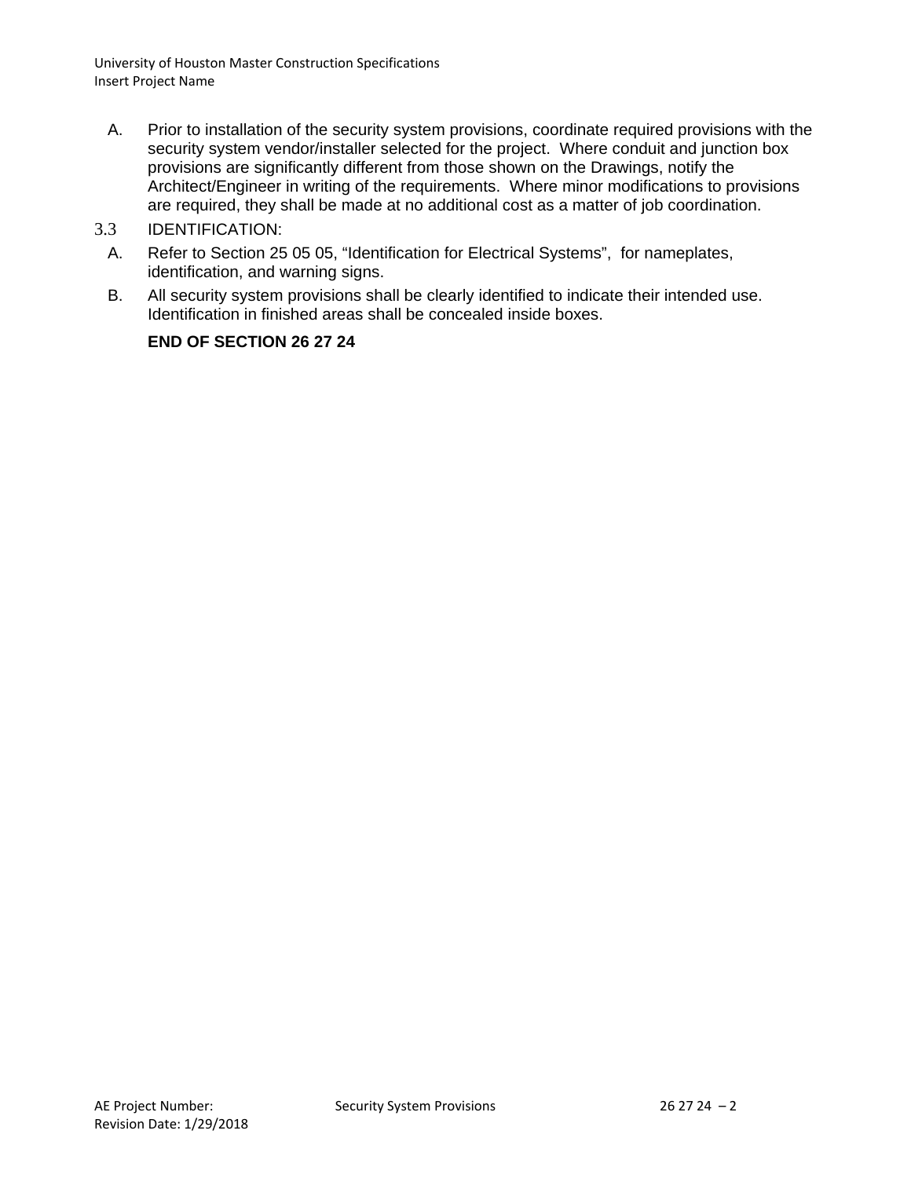A. Prior to installation of the security system provisions, coordinate required provisions with the security system vendor/installer selected for the project. Where conduit and junction box provisions are significantly different from those shown on the Drawings, notify the Architect/Engineer in writing of the requirements. Where minor modifications to provisions are required, they shall be made at no additional cost as a matter of job coordination.

3.3 IDENTIFICATION:

A. Refer to Section 25 05 05, “Identification for Electrical Systems”, for nameplates, identification, and warning signs.

B. All security system provisions shall be clearly identified to indicate their intended use. Identification in finished areas shall be concealed inside boxes.

**END OF SECTION 26 27 24**